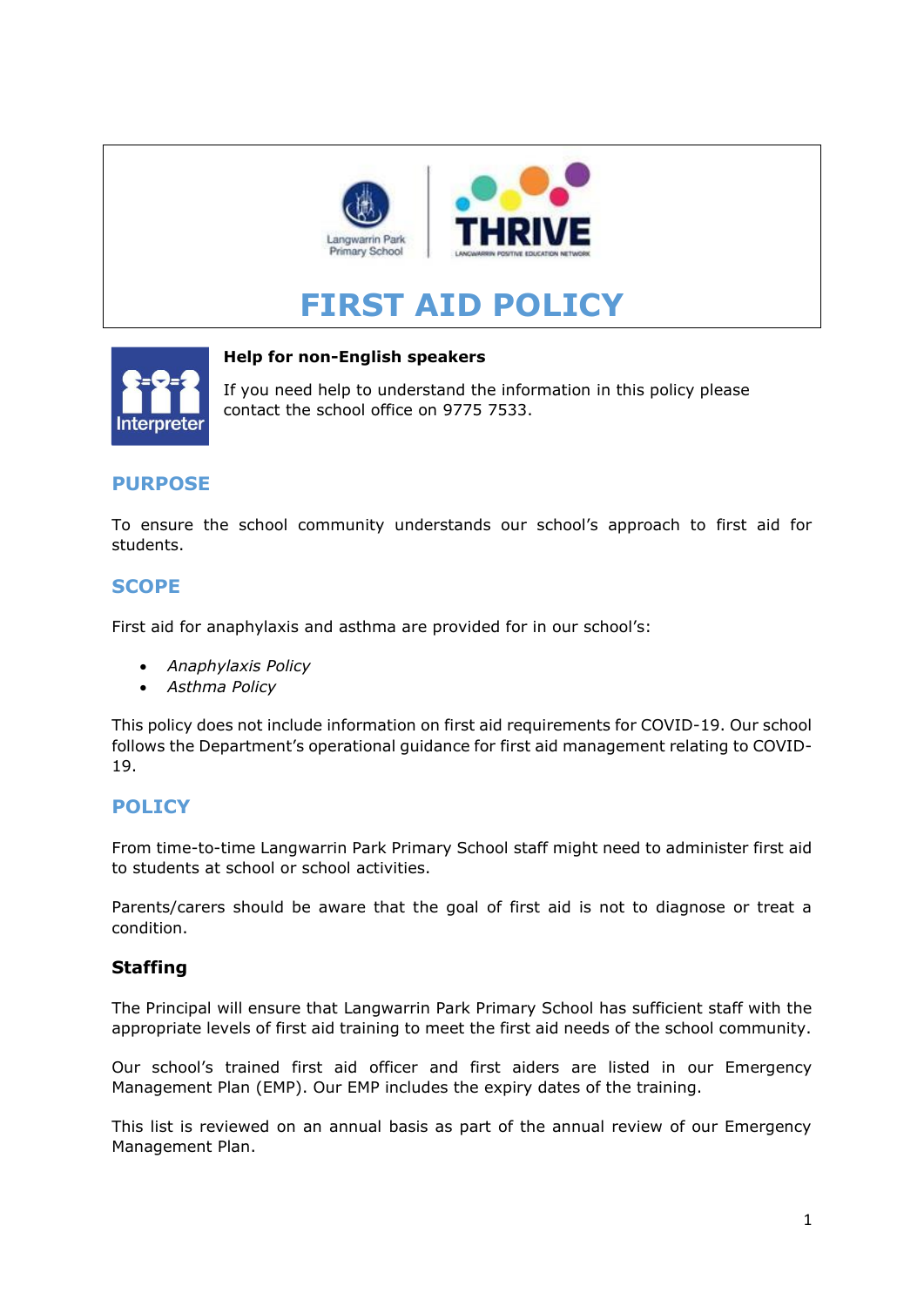# FIRST AID POLICY

**Help for non-English speakers**

If you need help to understand the information in this policy please contact the school office on 9775 7533.

## PURPOSE

To ensure the school community understands our school's approach to first aid for students.

## SCOPE

First aid for anaphylaxis and asthma are provided for in our school's:

- *Anaphylaxis Policy*
- *Asthma Policy*

This policy does not include information on first aid requirements for COVID-19. Our school follows the Department's operational guidance for first aid management relating to COVID-19.

## POLICY

From time-to-time Langwarrin Park Primary School staff might need to administer first aid to students at school or school activities.

Parents/carers should be aware that the goal of first aid is not to diagnose or treat a condition.

### Staffing

The Principal will ensure that Langwarrin Park Primary School has sufficient staff with the appropriate levels of first aid training to meet the first aid needs of the school community.

Our school's trained first aid officer and first aiders are listed in our Emergency Management Plan (EMP). Our EMP includes the expiry dates of the training.

This list is reviewed on an annual basis as part of the annual review of our Emergency Management Plan.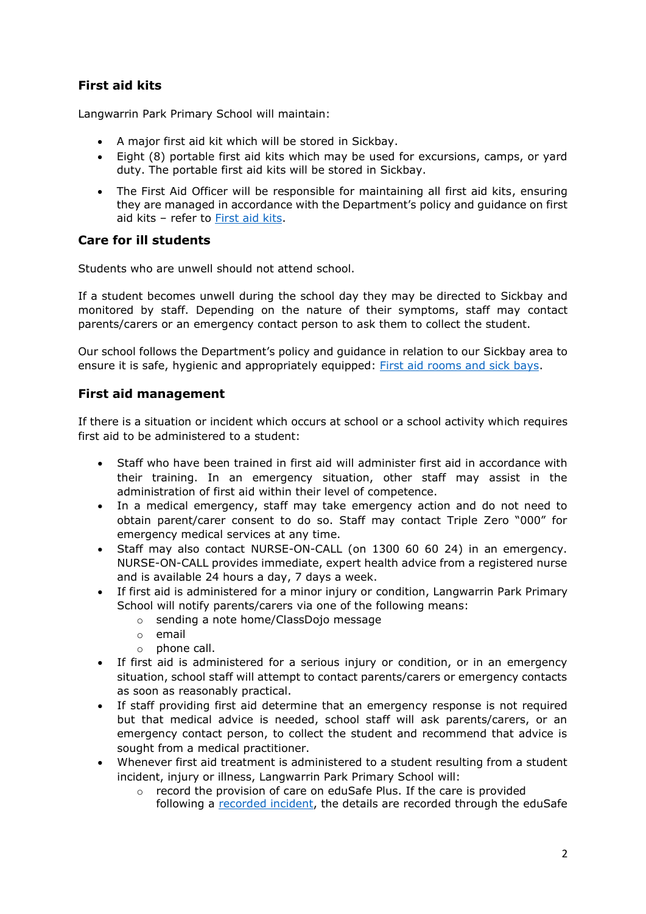## First aid kits

Langwarrin Park Primary School will maintain:

- A major first aid kit which will be stored in Sickbay.
- Eight (8) portable first aid kits which may be used for excursions, camps, or yard duty. The portable first aid kits will be stored in Sickbay.
- The First Aid Officer will be responsible for maintaining all first aid kits, ensuring they are managed in accordance with the Department's policy and guidance on first aid kits – refer to [First aid kits](#).

## Care for ill students

Students who are unwell should not attend school.

If a student becomes unwell during the school day they may be directed to Sickbay and monitored by staff. Depending on the nature of their symptoms, staff may contact parents/carers or an emergency contact person to ask them to collect the student.

Our school follows the Department's policy and guidance in relation to our Sickbay area to ensure it is safe, hygienic and appropriately equipped: [First aid rooms and sick bays](#).

## First aid management

If there is a situation or incident which occurs at school or a school activity which requires first aid to be administered to a student:

- Staff who have been trained in first aid will administer first aid in accordance with their training. In an emergency situation, other staff may assist in the administration of first aid within their level of competence.
- In a medical emergency, staff may take emergency action and do not need to obtain parent/carer consent to do so. Staff may contact Triple Zero "000" for emergency medical services at any time.
- Staff may also contact NURSE-ON-CALL (on 1300 60 60 24) in an emergency. NURSE-ON-CALL provides immediate, expert health advice from a registered nurse and is available 24 hours a day, 7 days a week.
- If first aid is administered for a minor injury or condition, Langwarrin Park Primary School will notify parents/carers via one of the following means:
  - sending a note home/ClassDojo message
  - email
  - phone call.
- If first aid is administered for a serious injury or condition, or in an emergency situation, school staff will attempt to contact parents/carers or emergency contacts as soon as reasonably practical.
- If staff providing first aid determine that an emergency response is not required but that medical advice is needed, school staff will ask parents/carers, or an emergency contact person, to collect the student and recommend that advice is sought from a medical practitioner.
- Whenever first aid treatment is administered to a student resulting from a student incident, injury or illness, Langwarrin Park Primary School will:
  - record the provision of care on eduSafe Plus. If the care is provided following a [recorded incident](#), the details are recorded through the eduSafe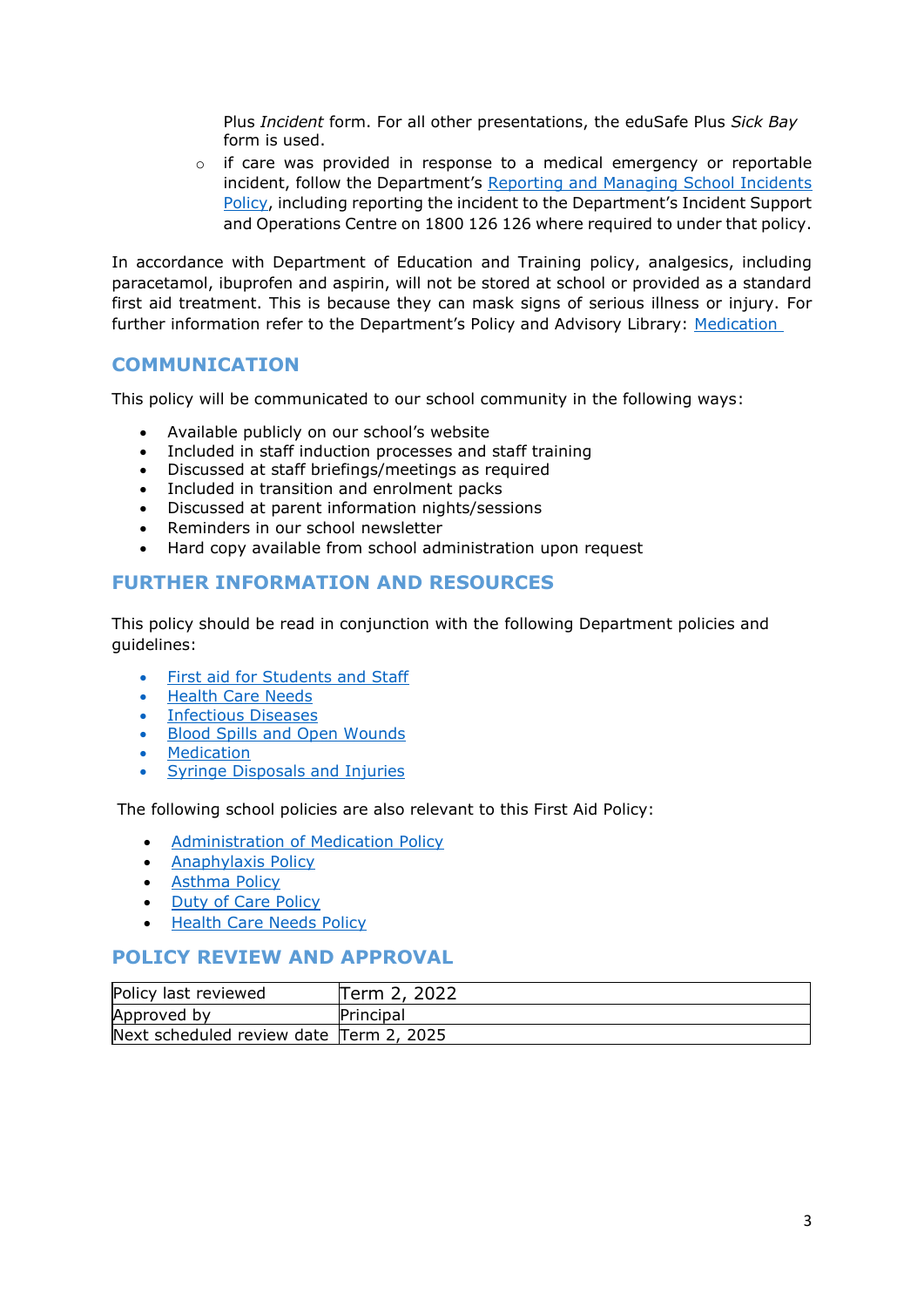Plus *Incident* form. For all other presentations, the eduSafe Plus *Sick Bay* form is used.

- if care was provided in response to a medical emergency or reportable incident, follow the Department's [Reporting and Managing School Incidents Policy](), including reporting the incident to the Department's Incident Support and Operations Centre on 1800 126 126 where required to under that policy.

In accordance with Department of Education and Training policy, analgesics, including paracetamol, ibuprofen and aspirin, will not be stored at school or provided as a standard first aid treatment. This is because they can mask signs of serious illness or injury. For further information refer to the Department's Policy and Advisory Library: [Medication]()

## COMMUNICATION

This policy will be communicated to our school community in the following ways:

- Available publicly on our school's website
- Included in staff induction processes and staff training
- Discussed at staff briefings/meetings as required
- Included in transition and enrolment packs
- Discussed at parent information nights/sessions
- Reminders in our school newsletter
- Hard copy available from school administration upon request

## FURTHER INFORMATION AND RESOURCES

This policy should be read in conjunction with the following Department policies and guidelines:

- First aid for Students and Staff
- Health Care Needs
- Infectious Diseases
- Blood Spills and Open Wounds
- Medication
- Syringe Disposals and Injuries

The following school policies are also relevant to this First Aid Policy:

- Administration of Medication Policy
- Anaphylaxis Policy
- Asthma Policy
- Duty of Care Policy
- Health Care Needs Policy

## POLICY REVIEW AND APPROVAL

| | |
|---|---|
| Policy last reviewed | Term 2, 2022 |
| Approved by | Principal |
| Next scheduled review date | Term 2, 2025 |